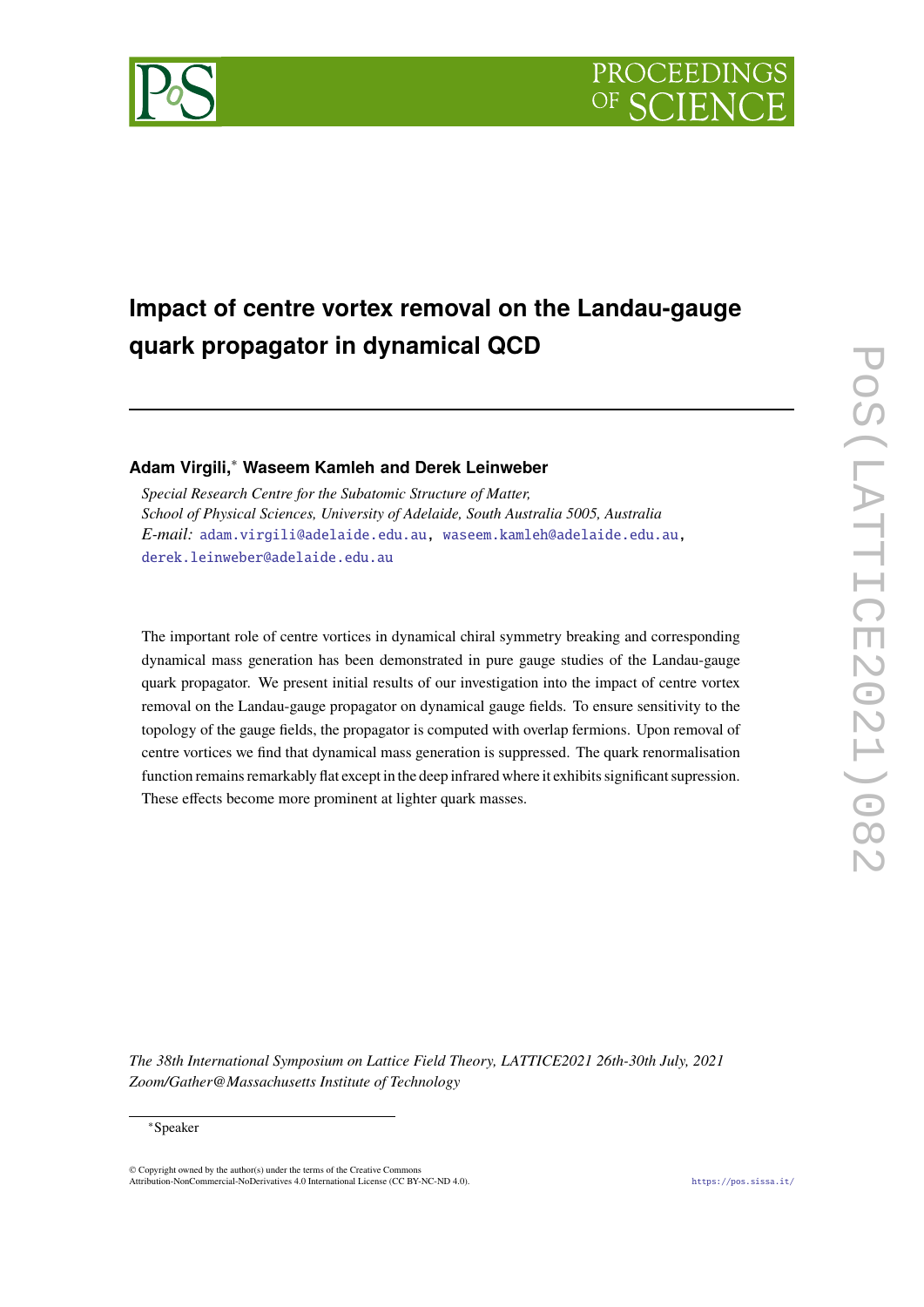# Impact of centre vortex removal on the Landau-gauge quark propagator in dynamical QCD

**Adam Virgili,**[*] **Waseem Kamleh and Derek Leinweber**

*Special Research Centre for the Subatomic Structure of Matter,*
*School of Physical Sciences, University of Adelaide, South Australia 5005, Australia*
*E-mail:* adam.virgili@adelaide.edu.au, waseem.kamleh@adelaide.edu.au, derek.leinweber@adelaide.edu.au

The important role of centre vortices in dynamical chiral symmetry breaking and corresponding dynamical mass generation has been demonstrated in pure gauge studies of the Landau-gauge quark propagator. We present initial results of our investigation into the impact of centre vortex removal on the Landau-gauge propagator on dynamical gauge fields. To ensure sensitivity to the topology of the gauge fields, the propagator is computed with overlap fermions. Upon removal of centre vortices we find that dynamical mass generation is suppressed. The quark renormalisation function remains remarkably flat except in the deep infrared where it exhibits significant supression. These effects become more prominent at lighter quark masses.

*The 38th International Symposium on Lattice Field Theory, LATTICE2021 26th-30th July, 2021*
*Zoom/Gather@Massachusetts Institute of Technology*

[*]Speaker

© Copyright owned by the author(s) under the terms of the Creative Commons Attribution-NonCommercial-NoDerivatives 4.0 International License (CC BY-NC-ND 4.0).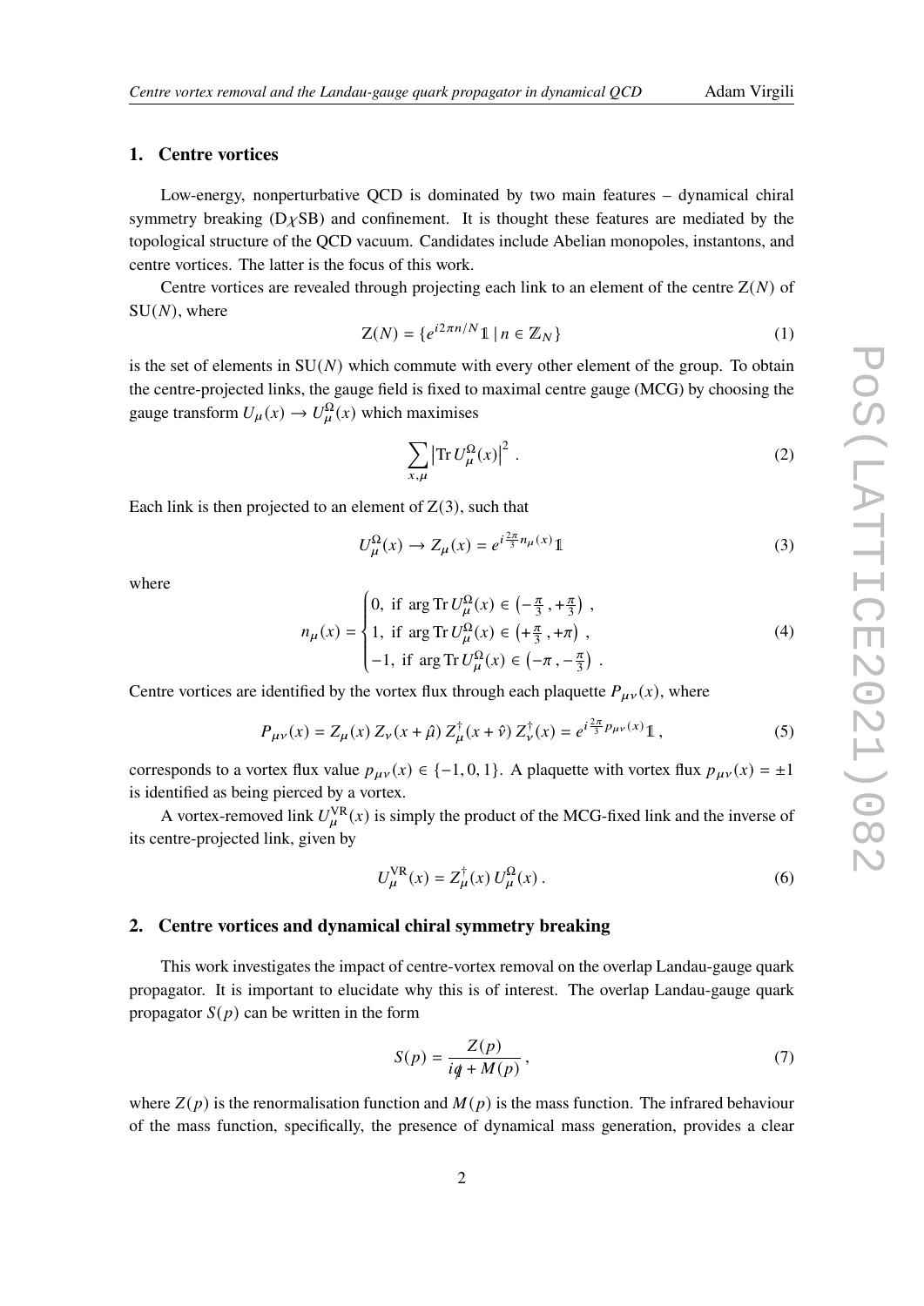## 1. Centre vortices

Low-energy, nonperturbative QCD is dominated by two main features – dynamical chiral symmetry breaking (D$\chi$SB) and confinement. It is thought these features are mediated by the topological structure of the QCD vacuum. Candidates include Abelian monopoles, instantons, and centre vortices. The latter is the focus of this work.

Centre vortices are revealed through projecting each link to an element of the centre Z($N$) of SU($N$), where

$$\mathrm{Z}(N) = \{e^{i2\pi n/N}\mathbb{1} \mid n \in \mathbb{Z}_N\} \tag{1}$$

is the set of elements in SU($N$) which commute with every other element of the group. To obtain the centre-projected links, the gauge field is fixed to maximal centre gauge (MCG) by choosing the gauge transform $U_\mu(x) \to U_\mu^\Omega(x)$ which maximises

$$\sum_{x,\mu} \left|\mathrm{Tr}\, U_\mu^\Omega(x)\right|^2 . \tag{2}$$

Each link is then projected to an element of Z(3), such that

$$U_\mu^\Omega(x) \to Z_\mu(x) = e^{i\frac{2\pi}{3}n_\mu(x)}\mathbb{1} \tag{3}$$

where

$$n_\mu(x) = \begin{cases} 0, \text{ if } \arg \mathrm{Tr}\, U_\mu^\Omega(x) \in \left(-\frac{\pi}{3}, +\frac{\pi}{3}\right) , \\ 1, \text{ if } \arg \mathrm{Tr}\, U_\mu^\Omega(x) \in \left(+\frac{\pi}{3}, +\pi\right) , \\ -1, \text{ if } \arg \mathrm{Tr}\, U_\mu^\Omega(x) \in \left(-\pi, -\frac{\pi}{3}\right) . \end{cases} \tag{4}$$

Centre vortices are identified by the vortex flux through each plaquette $P_{\mu\nu}(x)$, where

$$P_{\mu\nu}(x) = Z_\mu(x)\, Z_\nu(x+\hat{\mu})\, Z_\mu^\dagger(x+\hat{\nu})\, Z_\nu^\dagger(x) = e^{i\frac{2\pi}{3}p_{\mu\nu}(x)}\mathbb{1} , \tag{5}$$

corresponds to a vortex flux value $p_{\mu\nu}(x) \in \{-1, 0, 1\}$. A plaquette with vortex flux $p_{\mu\nu}(x) = \pm 1$ is identified as being pierced by a vortex.

A vortex-removed link $U_\mu^{\mathrm{VR}}(x)$ is simply the product of the MCG-fixed link and the inverse of its centre-projected link, given by

$$U_\mu^{\mathrm{VR}}(x) = Z_\mu^\dagger(x)\, U_\mu^\Omega(x) . \tag{6}$$

## 2. Centre vortices and dynamical chiral symmetry breaking

This work investigates the impact of centre-vortex removal on the overlap Landau-gauge quark propagator. It is important to elucidate why this is of interest. The overlap Landau-gauge quark propagator $S(p)$ can be written in the form

$$S(p) = \frac{Z(p)}{i\not{q} + M(p)} , \tag{7}$$

where $Z(p)$ is the renormalisation function and $M(p)$ is the mass function. The infrared behaviour of the mass function, specifically, the presence of dynamical mass generation, provides a clear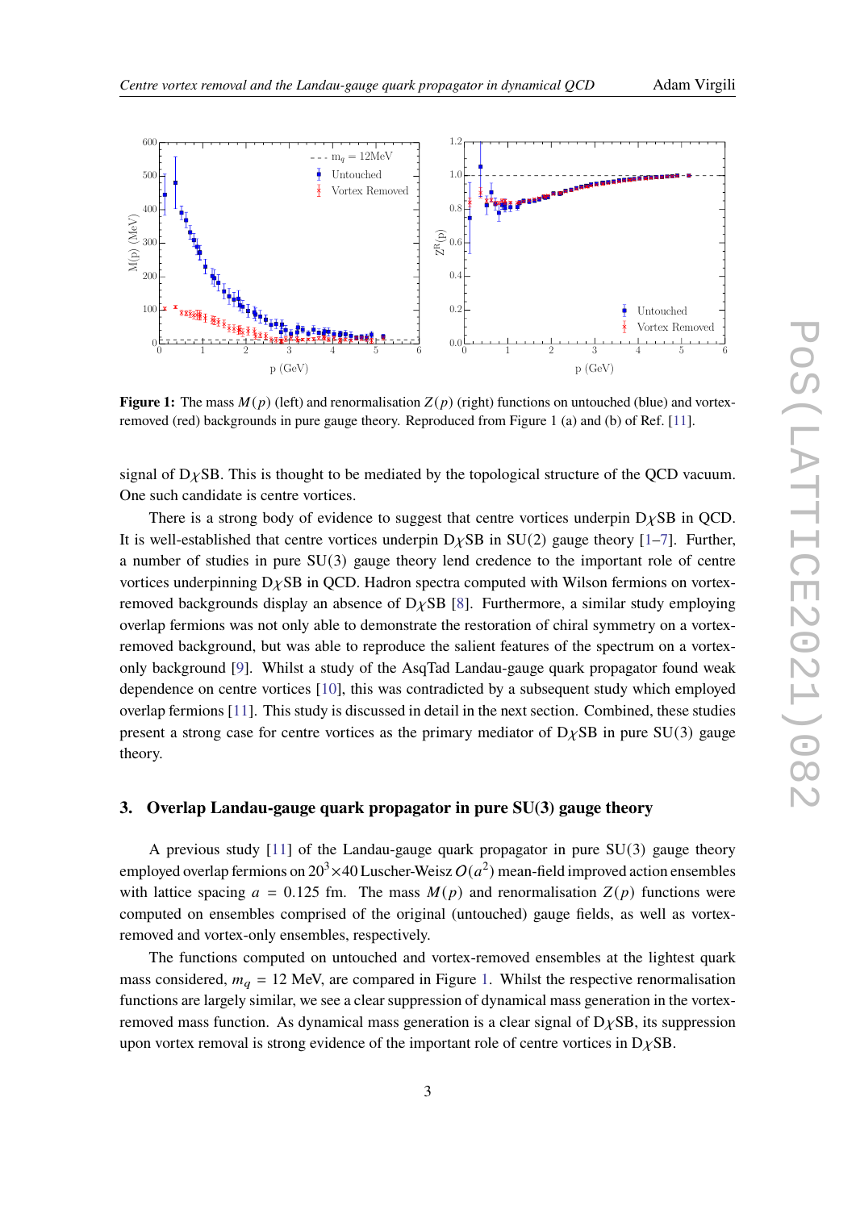**Figure 1:** The mass $M(p)$ (left) and renormalisation $Z(p)$ (right) functions on untouched (blue) and vortex-removed (red) backgrounds in pure gauge theory. Reproduced from Figure 1 (a) and (b) of Ref. [11].

signal of D$\chi$SB. This is thought to be mediated by the topological structure of the QCD vacuum. One such candidate is centre vortices.

There is a strong body of evidence to suggest that centre vortices underpin D$\chi$SB in QCD. It is well-established that centre vortices underpin D$\chi$SB in SU(2) gauge theory [1–7]. Further, a number of studies in pure SU(3) gauge theory lend credence to the important role of centre vortices underpinning D$\chi$SB in QCD. Hadron spectra computed with Wilson fermions on vortex-removed backgrounds display an absence of D$\chi$SB [8]. Furthermore, a similar study employing overlap fermions was not only able to demonstrate the restoration of chiral symmetry on a vortex-removed background, but was able to reproduce the salient features of the spectrum on a vortex-only background [9]. Whilst a study of the AsqTad Landau-gauge quark propagator found weak dependence on centre vortices [10], this was contradicted by a subsequent study which employed overlap fermions [11]. This study is discussed in detail in the next section. Combined, these studies present a strong case for centre vortices as the primary mediator of D$\chi$SB in pure SU(3) gauge theory.

## 3. Overlap Landau-gauge quark propagator in pure SU(3) gauge theory

A previous study [11] of the Landau-gauge quark propagator in pure SU(3) gauge theory employed overlap fermions on $20^3 \times 40$ Luscher-Weisz $O(a^2)$ mean-field improved action ensembles with lattice spacing $a = 0.125$ fm. The mass $M(p)$ and renormalisation $Z(p)$ functions were computed on ensembles comprised of the original (untouched) gauge fields, as well as vortex-removed and vortex-only ensembles, respectively.

The functions computed on untouched and vortex-removed ensembles at the lightest quark mass considered, $m_q = 12$ MeV, are compared in Figure 1. Whilst the respective renormalisation functions are largely similar, we see a clear suppression of dynamical mass generation in the vortex-removed mass function. As dynamical mass generation is a clear signal of D$\chi$SB, its suppression upon vortex removal is strong evidence of the important role of centre vortices in D$\chi$SB.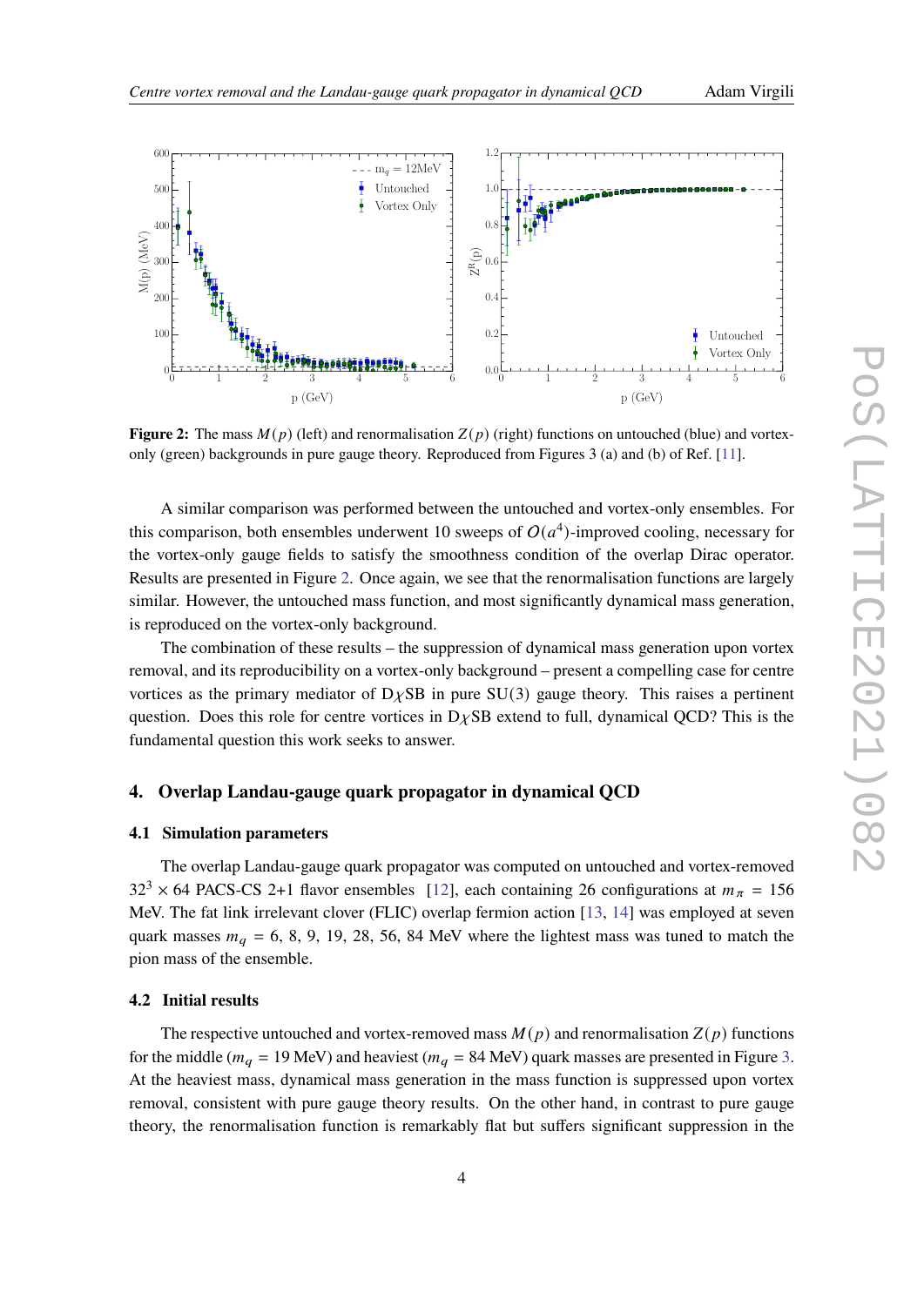**Figure 2:** The mass $M(p)$ (left) and renormalisation $Z(p)$ (right) functions on untouched (blue) and vortex-only (green) backgrounds in pure gauge theory. Reproduced from Figures 3 (a) and (b) of Ref. [11].

A similar comparison was performed between the untouched and vortex-only ensembles. For this comparison, both ensembles underwent 10 sweeps of $O(a^4)$-improved cooling, necessary for the vortex-only gauge fields to satisfy the smoothness condition of the overlap Dirac operator. Results are presented in Figure 2. Once again, we see that the renormalisation functions are largely similar. However, the untouched mass function, and most significantly dynamical mass generation, is reproduced on the vortex-only background.

The combination of these results – the suppression of dynamical mass generation upon vortex removal, and its reproducibility on a vortex-only background – present a compelling case for centre vortices as the primary mediator of D$\chi$SB in pure SU(3) gauge theory. This raises a pertinent question. Does this role for centre vortices in D$\chi$SB extend to full, dynamical QCD? This is the fundamental question this work seeks to answer.

## 4. Overlap Landau-gauge quark propagator in dynamical QCD

### 4.1 Simulation parameters

The overlap Landau-gauge quark propagator was computed on untouched and vortex-removed $32^3 \times 64$ PACS-CS 2+1 flavor ensembles [12], each containing 26 configurations at $m_\pi = 156$ MeV. The fat link irrelevant clover (FLIC) overlap fermion action [13, 14] was employed at seven quark masses $m_q = 6, 8, 9, 19, 28, 56, 84$ MeV where the lightest mass was tuned to match the pion mass of the ensemble.

### 4.2 Initial results

The respective untouched and vortex-removed mass $M(p)$ and renormalisation $Z(p)$ functions for the middle ($m_q = 19$ MeV) and heaviest ($m_q = 84$ MeV) quark masses are presented in Figure 3. At the heaviest mass, dynamical mass generation in the mass function is suppressed upon vortex removal, consistent with pure gauge theory results. On the other hand, in contrast to pure gauge theory, the renormalisation function is remarkably flat but suffers significant suppression in the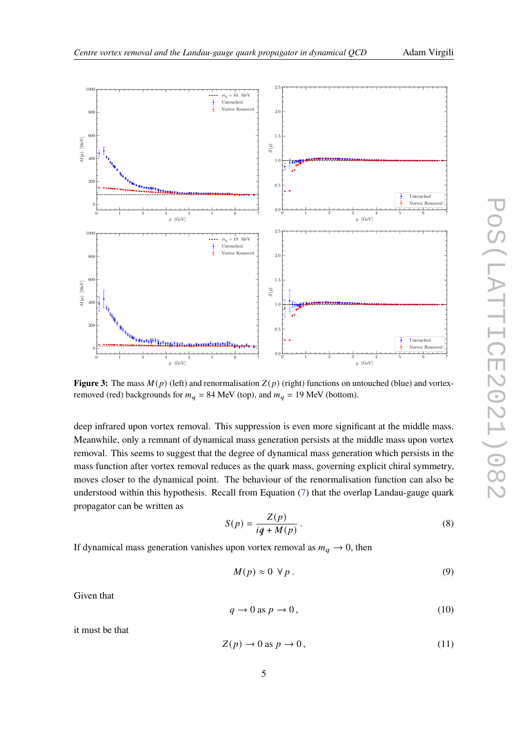**Figure 3:** The mass $M(p)$ (left) and renormalisation $Z(p)$ (right) functions on untouched (blue) and vortex-removed (red) backgrounds for $m_q = 84$ MeV (top), and $m_q = 19$ MeV (bottom).

deep infrared upon vortex removal. This suppression is even more significant at the middle mass. Meanwhile, only a remnant of dynamical mass generation persists at the middle mass upon vortex removal. This seems to suggest that the degree of dynamical mass generation which persists in the mass function after vortex removal reduces as the quark mass, governing explicit chiral symmetry, moves closer to the dynamical point. The behaviour of the renormalisation function can also be understood within this hypothesis. Recall from Equation (7) that the overlap Landau-gauge quark propagator can be written as

$$S(p) = \frac{Z(p)}{i\not{q} + M(p)} \,. \tag{8}$$

If dynamical mass generation vanishes upon vortex removal as $m_q \to 0$, then

$$M(p) \approx 0 \;\; \forall \, p \,. \tag{9}$$

Given that

$$q \to 0 \text{ as } p \to 0 \,, \tag{10}$$

it must be that

$$Z(p) \to 0 \text{ as } p \to 0 \,, \tag{11}$$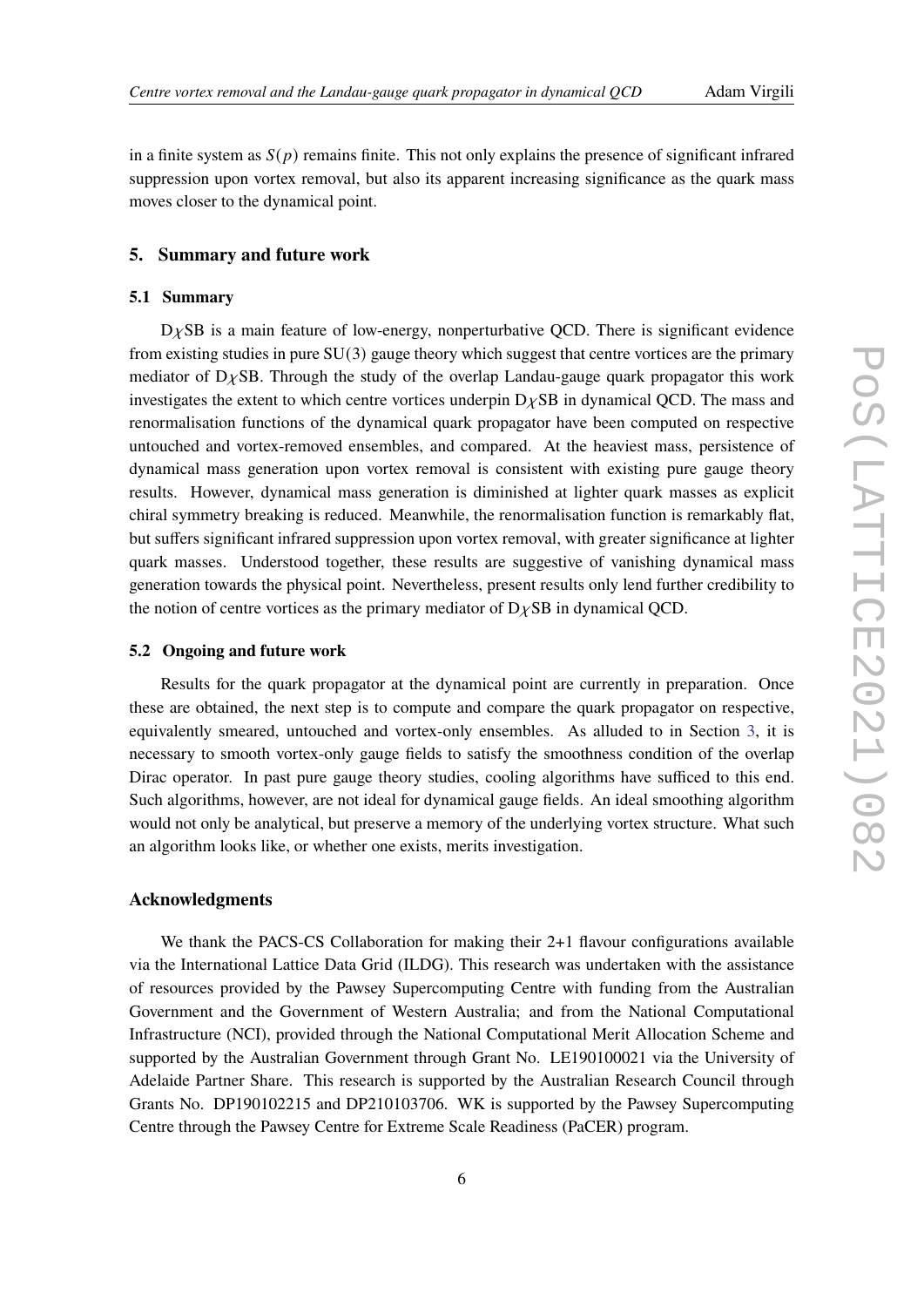in a finite system as $S(p)$ remains finite. This not only explains the presence of significant infrared suppression upon vortex removal, but also its apparent increasing significance as the quark mass moves closer to the dynamical point.

## 5. Summary and future work

### 5.1 Summary

D$\chi$SB is a main feature of low-energy, nonperturbative QCD. There is significant evidence from existing studies in pure SU(3) gauge theory which suggest that centre vortices are the primary mediator of D$\chi$SB. Through the study of the overlap Landau-gauge quark propagator this work investigates the extent to which centre vortices underpin D$\chi$SB in dynamical QCD. The mass and renormalisation functions of the dynamical quark propagator have been computed on respective untouched and vortex-removed ensembles, and compared. At the heaviest mass, persistence of dynamical mass generation upon vortex removal is consistent with existing pure gauge theory results. However, dynamical mass generation is diminished at lighter quark masses as explicit chiral symmetry breaking is reduced. Meanwhile, the renormalisation function is remarkably flat, but suffers significant infrared suppression upon vortex removal, with greater significance at lighter quark masses. Understood together, these results are suggestive of vanishing dynamical mass generation towards the physical point. Nevertheless, present results only lend further credibility to the notion of centre vortices as the primary mediator of D$\chi$SB in dynamical QCD.

### 5.2 Ongoing and future work

Results for the quark propagator at the dynamical point are currently in preparation. Once these are obtained, the next step is to compute and compare the quark propagator on respective, equivalently smeared, untouched and vortex-only ensembles. As alluded to in Section 3, it is necessary to smooth vortex-only gauge fields to satisfy the smoothness condition of the overlap Dirac operator. In past pure gauge theory studies, cooling algorithms have sufficed to this end. Such algorithms, however, are not ideal for dynamical gauge fields. An ideal smoothing algorithm would not only be analytical, but preserve a memory of the underlying vortex structure. What such an algorithm looks like, or whether one exists, merits investigation.

## Acknowledgments

We thank the PACS-CS Collaboration for making their 2+1 flavour configurations available via the International Lattice Data Grid (ILDG). This research was undertaken with the assistance of resources provided by the Pawsey Supercomputing Centre with funding from the Australian Government and the Government of Western Australia; and from the National Computational Infrastructure (NCI), provided through the National Computational Merit Allocation Scheme and supported by the Australian Government through Grant No. LE190100021 via the University of Adelaide Partner Share. This research is supported by the Australian Research Council through Grants No. DP190102215 and DP210103706. WK is supported by the Pawsey Supercomputing Centre through the Pawsey Centre for Extreme Scale Readiness (PaCER) program.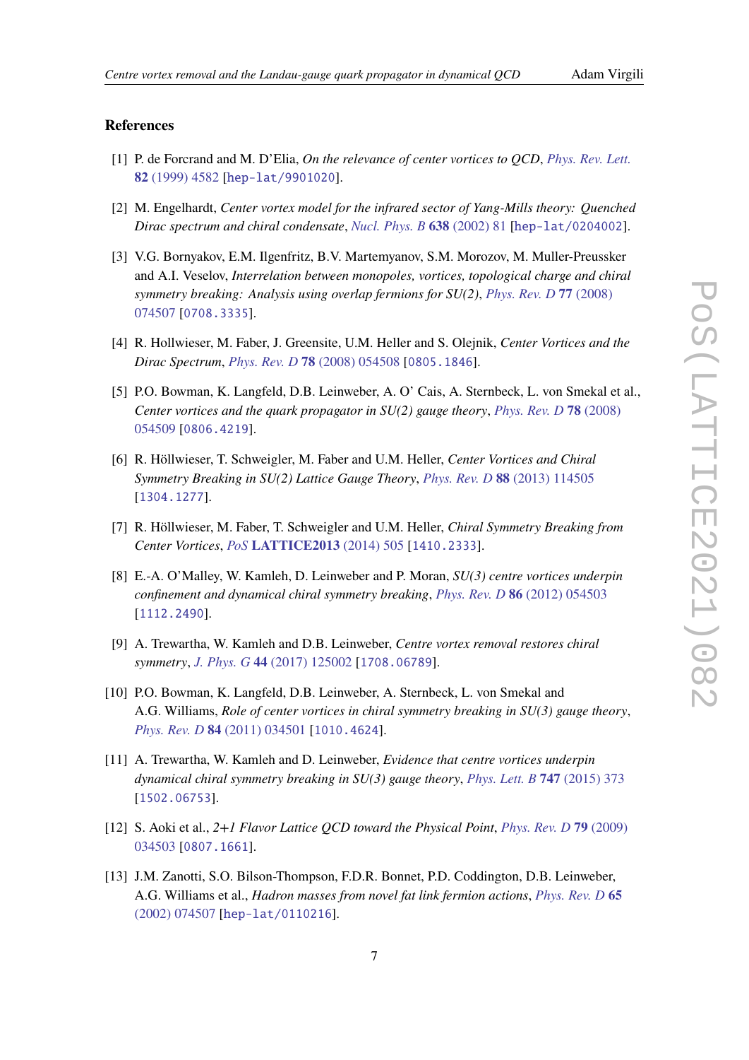## References

[1] P. de Forcrand and M. D'Elia, *On the relevance of center vortices to QCD*, Phys. Rev. Lett. **82** (1999) 4582 [hep-lat/9901020].

[2] M. Engelhardt, *Center vortex model for the infrared sector of Yang-Mills theory: Quenched Dirac spectrum and chiral condensate*, Nucl. Phys. B **638** (2002) 81 [hep-lat/0204002].

[3] V.G. Bornyakov, E.M. Ilgenfritz, B.V. Martemyanov, S.M. Morozov, M. Muller-Preussker and A.I. Veselov, *Interrelation between monopoles, vortices, topological charge and chiral symmetry breaking: Analysis using overlap fermions for SU(2)*, Phys. Rev. D **77** (2008) 074507 [0708.3335].

[4] R. Hollwieser, M. Faber, J. Greensite, U.M. Heller and S. Olejnik, *Center Vortices and the Dirac Spectrum*, Phys. Rev. D **78** (2008) 054508 [0805.1846].

[5] P.O. Bowman, K. Langfeld, D.B. Leinweber, A. O' Cais, A. Sternbeck, L. von Smekal et al., *Center vortices and the quark propagator in SU(2) gauge theory*, Phys. Rev. D **78** (2008) 054509 [0806.4219].

[6] R. Höllwieser, T. Schweigler, M. Faber and U.M. Heller, *Center Vortices and Chiral Symmetry Breaking in SU(2) Lattice Gauge Theory*, Phys. Rev. D **88** (2013) 114505 [1304.1277].

[7] R. Höllwieser, M. Faber, T. Schweigler and U.M. Heller, *Chiral Symmetry Breaking from Center Vortices*, PoS **LATTICE2013** (2014) 505 [1410.2333].

[8] E.-A. O'Malley, W. Kamleh, D. Leinweber and P. Moran, *SU(3) centre vortices underpin confinement and dynamical chiral symmetry breaking*, Phys. Rev. D **86** (2012) 054503 [1112.2490].

[9] A. Trewartha, W. Kamleh and D.B. Leinweber, *Centre vortex removal restores chiral symmetry*, J. Phys. G **44** (2017) 125002 [1708.06789].

[10] P.O. Bowman, K. Langfeld, D.B. Leinweber, A. Sternbeck, L. von Smekal and A.G. Williams, *Role of center vortices in chiral symmetry breaking in SU(3) gauge theory*, Phys. Rev. D **84** (2011) 034501 [1010.4624].

[11] A. Trewartha, W. Kamleh and D. Leinweber, *Evidence that centre vortices underpin dynamical chiral symmetry breaking in SU(3) gauge theory*, Phys. Lett. B **747** (2015) 373 [1502.06753].

[12] S. Aoki et al., *2+1 Flavor Lattice QCD toward the Physical Point*, Phys. Rev. D **79** (2009) 034503 [0807.1661].

[13] J.M. Zanotti, S.O. Bilson-Thompson, F.D.R. Bonnet, P.D. Coddington, D.B. Leinweber, A.G. Williams et al., *Hadron masses from novel fat link fermion actions*, Phys. Rev. D **65** (2002) 074507 [hep-lat/0110216].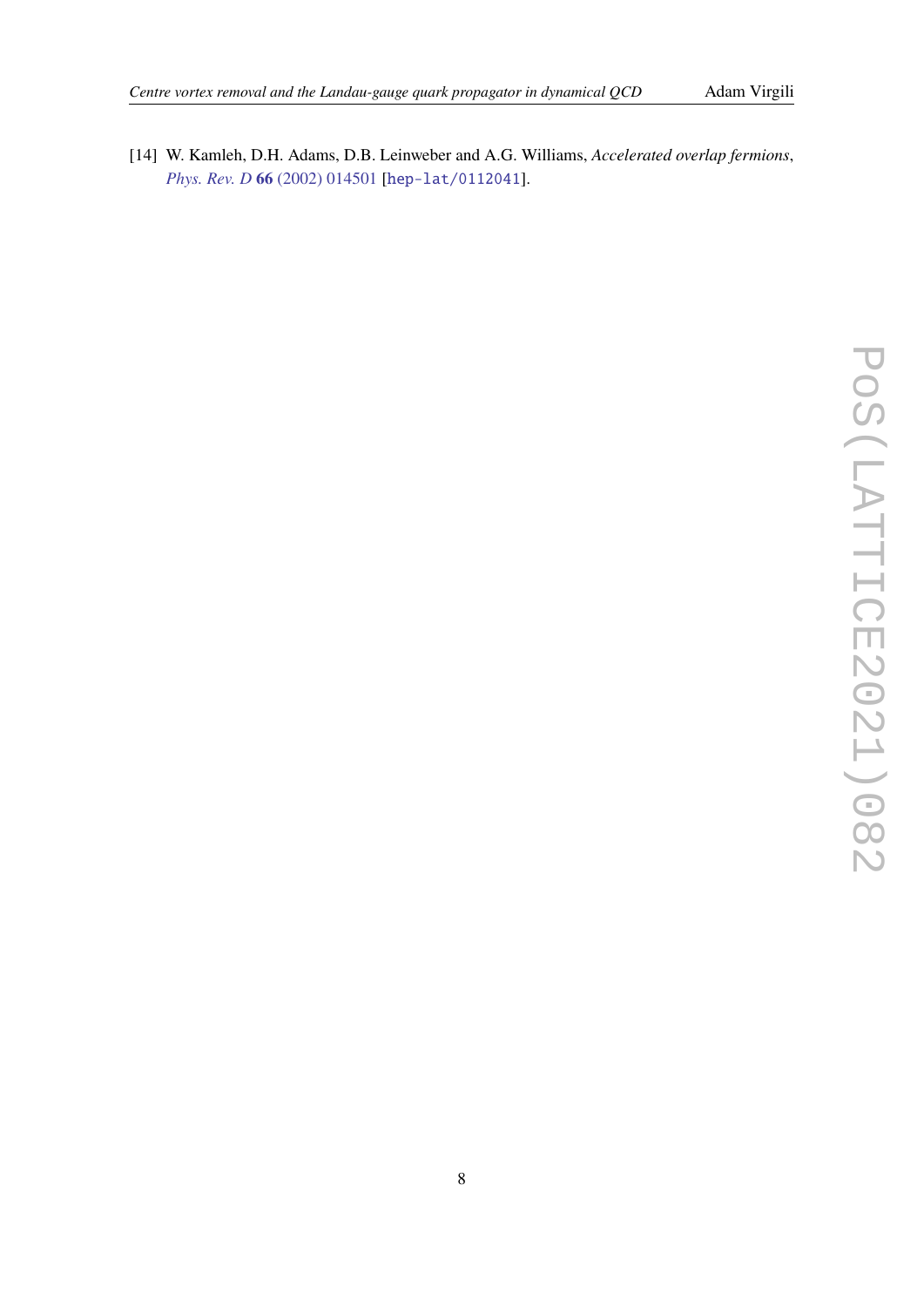[14] W. Kamleh, D.H. Adams, D.B. Leinweber and A.G. Williams, *Accelerated overlap fermions*, *Phys. Rev. D* **66** (2002) 014501 [hep-lat/0112041].